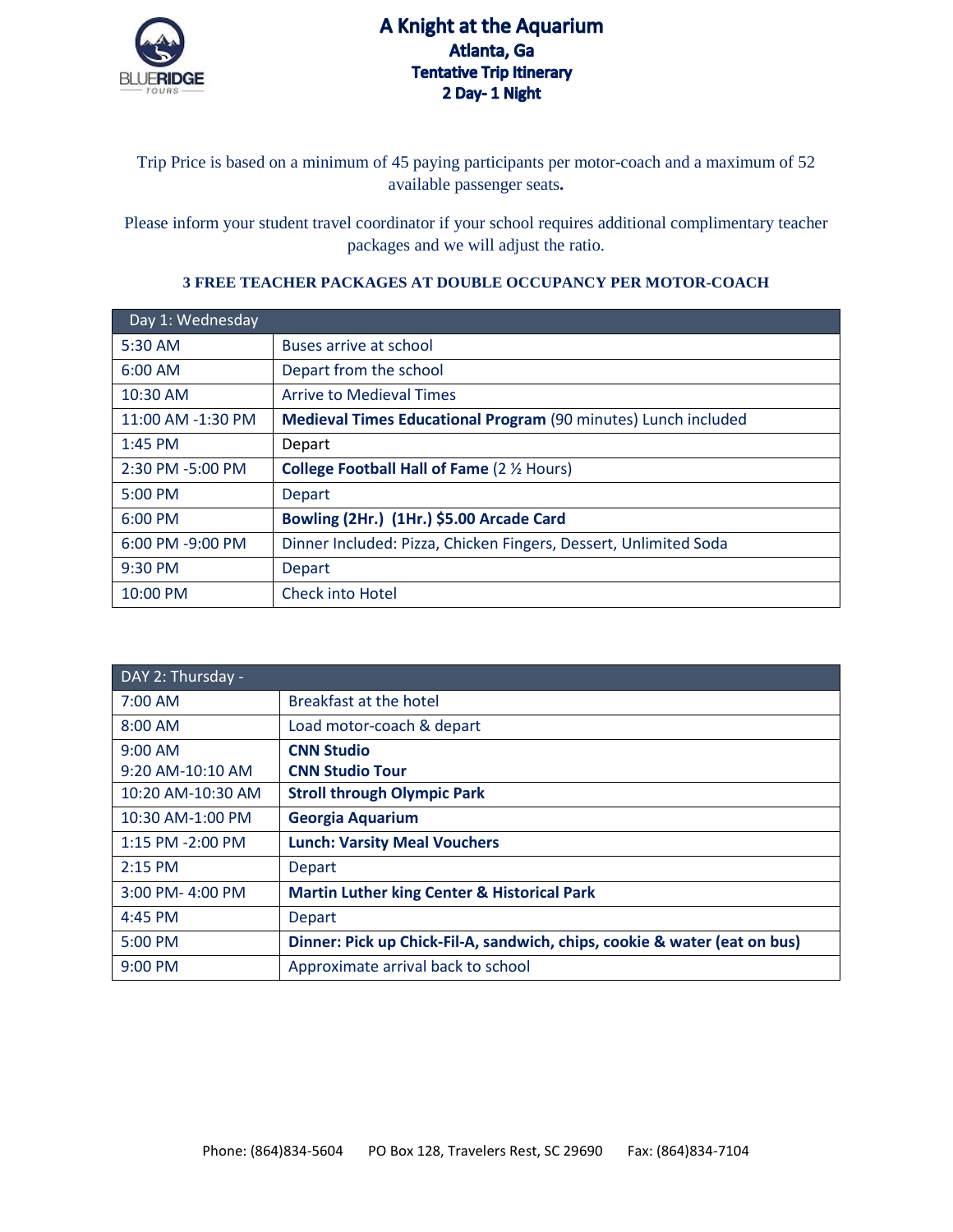# A Knight at the Aquarium

## Atlanta, Ga

### Tentative Trip Itinerary

### 2 Day- 1 Night

Trip Price is based on a minimum of 45 paying participants per motor-coach and a maximum of 52 available passenger seats**.**

Please inform your student travel coordinator if your school requires additional complimentary teacher packages and we will adjust the ratio.

**3 FREE TEACHER PACKAGES AT DOUBLE OCCUPANCY PER MOTOR-COACH**

| Day 1: Wednesday | |
|---|---|
| 5:30 AM | Buses arrive at school |
| 6:00 AM | Depart from the school |
| 10:30 AM | Arrive to Medieval Times |
| 11:00 AM -1:30 PM | **Medieval Times Educational Program** (90 minutes) Lunch included |
| 1:45 PM | Depart |
| 2:30 PM -5:00 PM | **College Football Hall of Fame** (2 ½ Hours) |
| 5:00 PM | Depart |
| 6:00 PM | **Bowling (2Hr.) (1Hr.) $5.00 Arcade Card** |
| 6:00 PM -9:00 PM | Dinner Included: Pizza, Chicken Fingers, Dessert, Unlimited Soda |
| 9:30 PM | Depart |
| 10:00 PM | Check into Hotel |

| DAY 2: Thursday - | |
|---|---|
| 7:00 AM | Breakfast at the hotel |
| 8:00 AM | Load motor-coach & depart |
| 9:00 AM<br>9:20 AM-10:10 AM | **CNN Studio**<br>**CNN Studio Tour** |
| 10:20 AM-10:30 AM | **Stroll through Olympic Park** |
| 10:30 AM-1:00 PM | **Georgia Aquarium** |
| 1:15 PM -2:00 PM | **Lunch: Varsity Meal Vouchers** |
| 2:15 PM | Depart |
| 3:00 PM- 4:00 PM | **Martin Luther king Center & Historical Park** |
| 4:45 PM | Depart |
| 5:00 PM | **Dinner: Pick up Chick-Fil-A, sandwich, chips, cookie & water (eat on bus)** |
| 9:00 PM | Approximate arrival back to school |

Phone: (864)834-5604 PO Box 128, Travelers Rest, SC 29690 Fax: (864)834-7104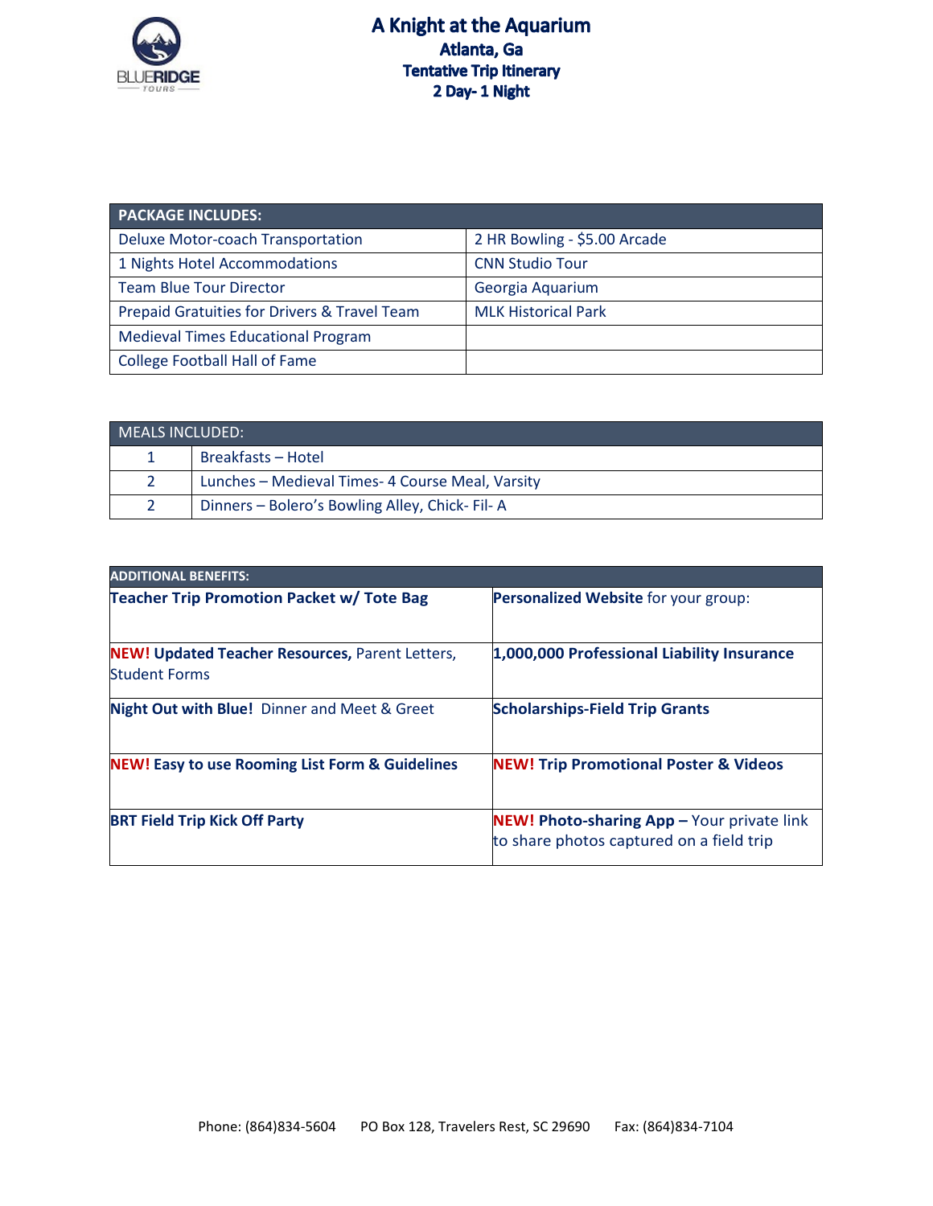# A Knight at the Aquarium

## Atlanta, Ga

### Tentative Trip Itinerary

### 2 Day- 1 Night

| PACKAGE INCLUDES: | |
|---|---|
| Deluxe Motor-coach Transportation | 2 HR Bowling - $5.00 Arcade |
| 1 Nights Hotel Accommodations | CNN Studio Tour |
| Team Blue Tour Director | Georgia Aquarium |
| Prepaid Gratuities for Drivers & Travel Team | MLK Historical Park |
| Medieval Times Educational Program | |
| College Football Hall of Fame | |

| MEALS INCLUDED: | |
|---|---|
| 1 | Breakfasts – Hotel |
| 2 | Lunches – Medieval Times- 4 Course Meal, Varsity |
| 2 | Dinners – Bolero's Bowling Alley, Chick- Fil- A |

| ADDITIONAL BENEFITS: | |
|---|---|
| **Teacher Trip Promotion Packet w/ Tote Bag** | **Personalized Website** for your group: |
| **NEW! Updated Teacher Resources,** Parent Letters, Student Forms | **1,000,000 Professional Liability Insurance** |
| **Night Out with Blue!** Dinner and Meet & Greet | **Scholarships-Field Trip Grants** |
| **NEW! Easy to use Rooming List Form & Guidelines** | **NEW! Trip Promotional Poster & Videos** |
| **BRT Field Trip Kick Off Party** | **NEW! Photo-sharing App –** Your private link to share photos captured on a field trip |

Phone: (864)834-5604 PO Box 128, Travelers Rest, SC 29690 Fax: (864)834-7104